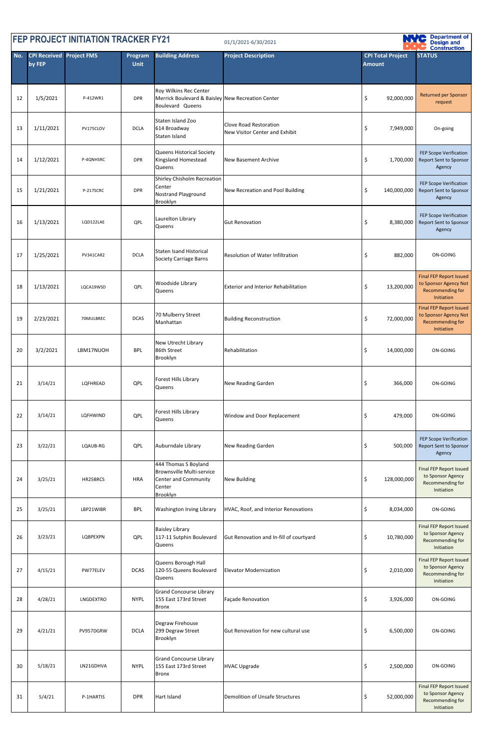# FEP PROJECT INITIATION TRACKER FY21

01/1/2021-6/30/2021

NYC DDC Department of Design and Construction

| No. | CPI Received by FEP | Project FMS | Program Unit | Building Address | Project Description | CPI Total Project Amount | STATUS |
|---|---|---|---|---|---|---|---|
| 12 | 1/5/2021 | P-412WR1 | DPR | Roy Wilkins Rec Center Merrick Boulevard & Baisley Boulevard Queens | New Recreation Center | $ 92,000,000 | Returned per Sponsor request |
| 13 | 1/11/2021 | PV175CLOV | DCLA | Staten Island Zoo 614 Broadway Staten Island | Clove Road Restoration New Visitor Center and Exhibit | $ 7,949,000 | On-going |
| 14 | 1/12/2021 | P-4QNHSRC | DPR | Queens Historical Society Kingsland Homestead Queens | New Basement Archive | $ 1,700,000 | FEP Scope Verification Report Sent to Sponsor Agency |
| 15 | 1/21/2021 | P-217SCRC | DPR | Shirley Chisholm Recreation Center Nostrand Playground Brooklyn | New Recreation and Pool Building | $ 140,000,000 | FEP Scope Verification Report Sent to Sponsor Agency |
| 16 | 1/13/2021 | LQD122LAE | QPL | Laurelton Library Queens | Gut Renovation | $ 8,380,000 | FEP Scope Verification Report Sent to Sponsor Agency |
| 17 | 1/25/2021 | PV341CAR2 | DCLA | Staten Isand Historical Society Carriage Barns | Resolution of Water Infiltration | $ 882,000 | ON-GOING |
| 18 | 1/13/2021 | LQCA19WSD | QPL | Woodside Library Queens | Exterior and Interior Rehabilitation | $ 13,200,000 | Final FEP Report Issued to Sponsor Agency Not Recommending for Initiation |
| 19 | 2/23/2021 | 70MULBREC | DCAS | 70 Mulberry Street Manhattan | Building Reconstruction | $ 72,000,000 | Final FEP Report Issued to Sponsor Agency Not Recommending for Initiation |
| 20 | 3/2/2021 | LBM17NUOH | BPL | New Utrecht Library 86th Street Brooklyn | Rehabilitation | $ 14,000,000 | ON-GOING |
| 21 | 3/14/21 | LQFHREAD | QPL | Forest Hills Library Queens | New Reading Garden | $ 366,000 | ON-GOING |
| 22 | 3/14/21 | LQFHWIND | QPL | Forest Hills Library Queens | Window and Door Replacement | $ 479,000 | ON-GOING |
| 23 | 3/22/21 | LQAUB-RG | QPL | Auburndale Library | New Reading Garden | $ 500,000 | FEP Scope Verification Report Sent to Sponsor Agency |
| 24 | 3/25/21 | HR25BRCS | HRA | 444 Thomas S Boyland Brownsville Multi-service Center and Community Center Brooklyn | New Building | $ 128,000,000 | Final FEP Report Issued to Sponsor Agency Recommending for Initiation |
| 25 | 3/25/21 | LBP21WIBR | BPL | Washington Irving Library | HVAC, Roof, and Interior Renovations | $ 8,034,000 | ON-GOING |
| 26 | 3/23/21 | LQBPEXPN | QPL | Baisley Library 117-11 Sutphin Boulevard Queens | Gut Renovation and In-fill of courtyard | $ 10,780,000 | Final FEP Report Issued to Sponsor Agency Recommending for Initiation |
| 27 | 4/15/21 | PW77ELEV | DCAS | Queens Borough Hall 120-55 Queens Boulevard Queens | Elevator Modernization | $ 2,010,000 | Final FEP Report Issued to Sponsor Agency Recommending for Initiation |
| 28 | 4/28/21 | LNGDEXTRO | NYPL | Grand Concourse Library 155 East 173rd Street Bronx | Façade Renovation | $ 3,926,000 | ON-GOING |
| 29 | 4/21/21 | PV957DGRW | DCLA | Degraw Firehouse 299 Degraw Street Brooklyn | Gut Renovation for new cultural use | $ 6,500,000 | ON-GOING |
| 30 | 5/18/21 | LN21GDHVA | NYPL | Grand Concourse Library 155 East 173rd Street Bronx | HVAC Upgrade | $ 2,500,000 | ON-GOING |
| 31 | 5/4/21 | P-1HARTIS | DPR | Hart Island | Demolition of Unsafe Structures | $ 52,000,000 | Final FEP Report Issued to Sponsor Agency Recommending for Initiation |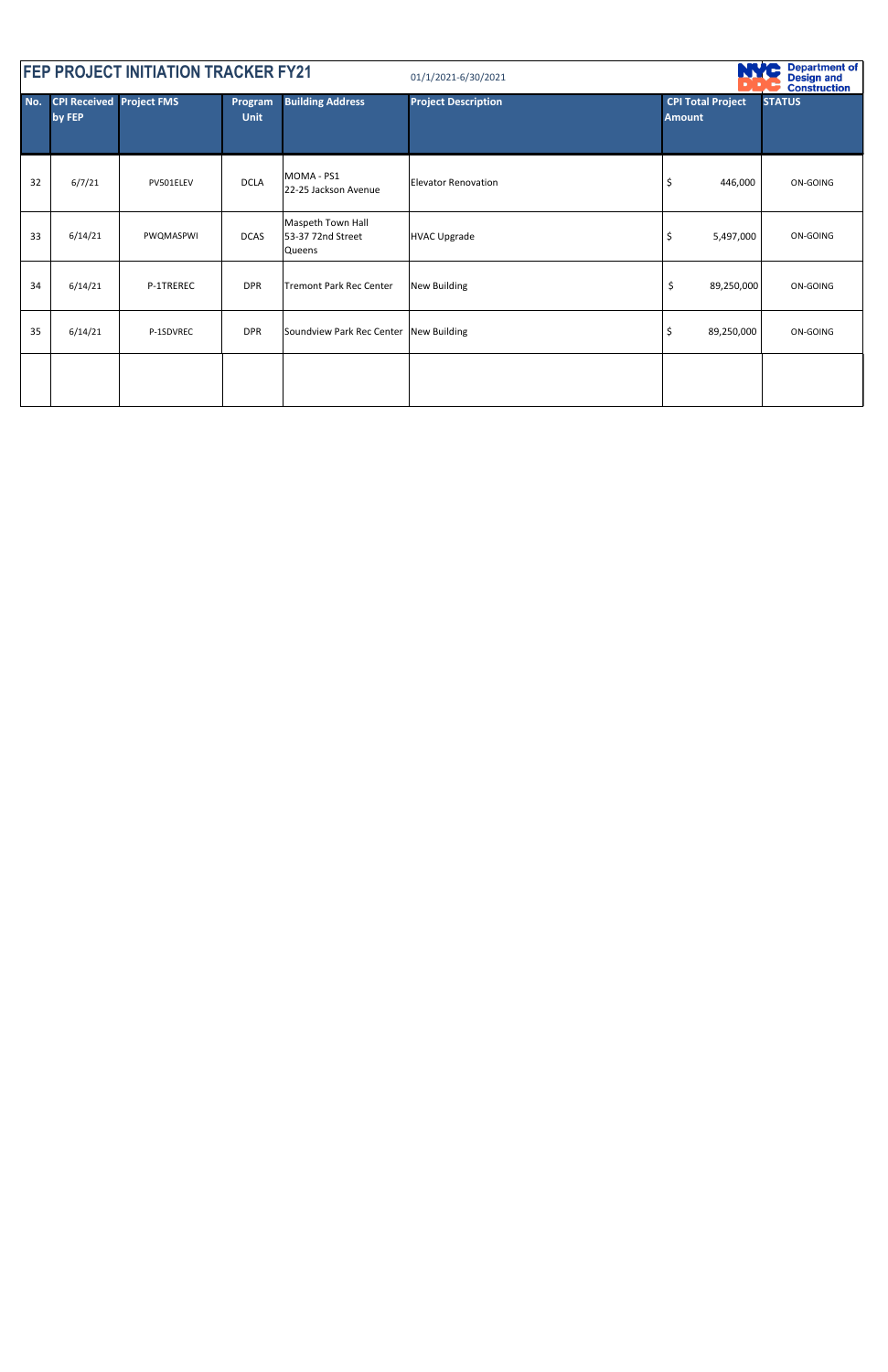# FEP PROJECT INITIATION TRACKER FY21

01/1/2021-6/30/2021

Department of Design and Construction

| No. | CPI Received by FEP | Project FMS | Program Unit | Building Address | Project Description | CPI Total Project Amount | STATUS |
|---|---|---|---|---|---|---|---|
| 32 | 6/7/21 | PV501ELEV | DCLA | MOMA - PS1 22-25 Jackson Avenue | Elevator Renovation | $ 446,000 | ON-GOING |
| 33 | 6/14/21 | PWQMASPWI | DCAS | Maspeth Town Hall 53-37 72nd Street Queens | HVAC Upgrade | $ 5,497,000 | ON-GOING |
| 34 | 6/14/21 | P-1TREREC | DPR | Tremont Park Rec Center | New Building | $ 89,250,000 | ON-GOING |
| 35 | 6/14/21 | P-1SDVREC | DPR | Soundview Park Rec Center | New Building | $ 89,250,000 | ON-GOING |
| | | | | | | | |